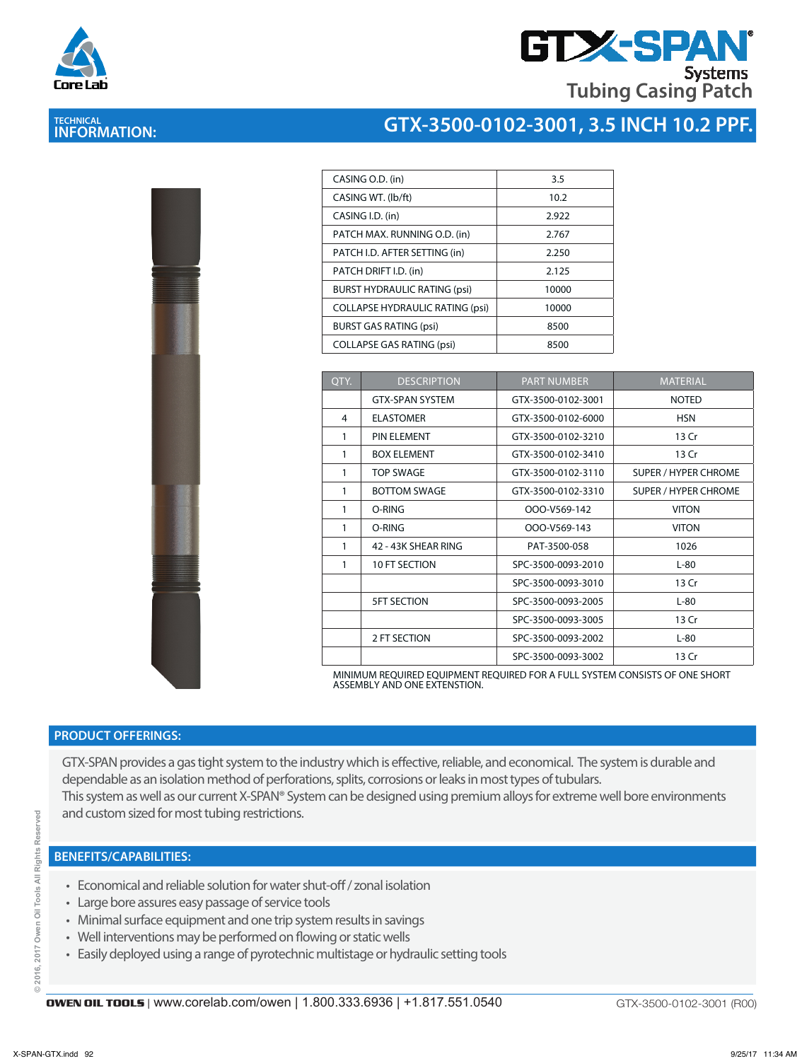# GTX-SPAN® Systems

## Tubing Casing Patch

**TECHNICAL INFORMATION:**

## GTX-3500-0102-3001, 3.5 INCH 10.2 PPF.

| | |
|---|---|
| CASING O.D. (in) | 3.5 |
| CASING WT. (lb/ft) | 10.2 |
| CASING I.D. (in) | 2.922 |
| PATCH MAX. RUNNING O.D. (in) | 2.767 |
| PATCH I.D. AFTER SETTING (in) | 2.250 |
| PATCH DRIFT I.D. (in) | 2.125 |
| BURST HYDRAULIC RATING (psi) | 10000 |
| COLLAPSE HYDRAULIC RATING (psi) | 10000 |
| BURST GAS RATING (psi) | 8500 |
| COLLAPSE GAS RATING (psi) | 8500 |

| QTY. | DESCRIPTION | PART NUMBER | MATERIAL |
|---|---|---|---|
| | GTX-SPAN SYSTEM | GTX-3500-0102-3001 | NOTED |
| 4 | ELASTOMER | GTX-3500-0102-6000 | HSN |
| 1 | PIN ELEMENT | GTX-3500-0102-3210 | 13 Cr |
| 1 | BOX ELEMENT | GTX-3500-0102-3410 | 13 Cr |
| 1 | TOP SWAGE | GTX-3500-0102-3110 | SUPER / HYPER CHROME |
| 1 | BOTTOM SWAGE | GTX-3500-0102-3310 | SUPER / HYPER CHROME |
| 1 | O-RING | OOO-V569-142 | VITON |
| 1 | O-RING | OOO-V569-143 | VITON |
| 1 | 42 - 43K SHEAR RING | PAT-3500-058 | 1026 |
| 1 | 10 FT SECTION | SPC-3500-0093-2010 | L-80 |
| | | SPC-3500-0093-3010 | 13 Cr |
| | 5FT SECTION | SPC-3500-0093-2005 | L-80 |
| | | SPC-3500-0093-3005 | 13 Cr |
| | 2 FT SECTION | SPC-3500-0093-2002 | L-80 |
| | | SPC-3500-0093-3002 | 13 Cr |

MINIMUM REQUIRED EQUIPMENT REQUIRED FOR A FULL SYSTEM CONSISTS OF ONE SHORT ASSEMBLY AND ONE EXTENSTION.

## PRODUCT OFFERINGS:

GTX-SPAN provides a gas tight system to the industry which is effective, reliable, and economical. The system is durable and dependable as an isolation method of perforations, splits, corrosions or leaks in most types of tubulars.
This system as well as our current X-SPAN® System can be designed using premium alloys for extreme well bore environments and custom sized for most tubing restrictions.

## BENEFITS/CAPABILITIES:

- Economical and reliable solution for water shut-off / zonal isolation
- Large bore assures easy passage of service tools
- Minimal surface equipment and one trip system results in savings
- Well interventions may be performed on flowing or static wells
- Easily deployed using a range of pyrotechnic multistage or hydraulic setting tools

© 2016, 2017 Owen Oil Tools All Rights Reserved

**OWEN OIL TOOLS** | www.corelab.com/owen | 1.800.333.6936 | +1.817.551.0540 GTX-3500-0102-3001 (R00)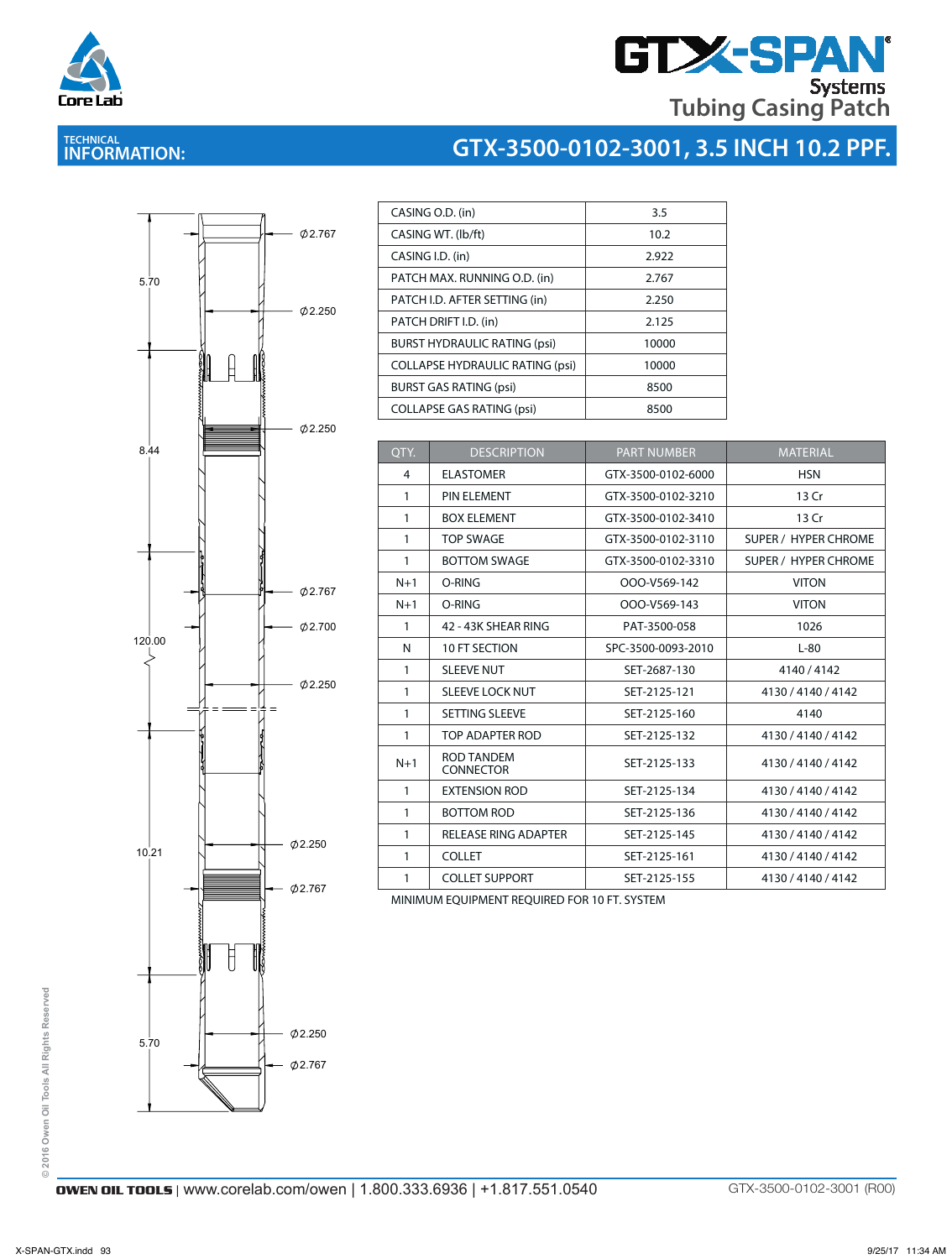# GTX-SPAN Systems Tubing Casing Patch

## TECHNICAL INFORMATION: GTX-3500-0102-3001, 3.5 INCH 10.2 PPF.

5.70

Ø2.767

Ø2.250

8.44

Ø2.250

Ø2.767

Ø2.700

120.00

Ø2.250

10.21

Ø2.250

Ø2.767

5.70

Ø2.250

Ø2.767

| | |
|---|---|
| CASING O.D. (in) | 3.5 |
| CASING WT. (lb/ft) | 10.2 |
| CASING I.D. (in) | 2.922 |
| PATCH MAX. RUNNING O.D. (in) | 2.767 |
| PATCH I.D. AFTER SETTING (in) | 2.250 |
| PATCH DRIFT I.D. (in) | 2.125 |
| BURST HYDRAULIC RATING (psi) | 10000 |
| COLLAPSE HYDRAULIC RATING (psi) | 10000 |
| BURST GAS RATING (psi) | 8500 |
| COLLAPSE GAS RATING (psi) | 8500 |

| QTY. | DESCRIPTION | PART NUMBER | MATERIAL |
|---|---|---|---|
| 4 | ELASTOMER | GTX-3500-0102-6000 | HSN |
| 1 | PIN ELEMENT | GTX-3500-0102-3210 | 13 Cr |
| 1 | BOX ELEMENT | GTX-3500-0102-3410 | 13 Cr |
| 1 | TOP SWAGE | GTX-3500-0102-3110 | SUPER / HYPER CHROME |
| 1 | BOTTOM SWAGE | GTX-3500-0102-3310 | SUPER / HYPER CHROME |
| N+1 | O-RING | OOO-V569-142 | VITON |
| N+1 | O-RING | OOO-V569-143 | VITON |
| 1 | 42 - 43K SHEAR RING | PAT-3500-058 | 1026 |
| N | 10 FT SECTION | SPC-3500-0093-2010 | L-80 |
| 1 | SLEEVE NUT | SET-2687-130 | 4140 / 4142 |
| 1 | SLEEVE LOCK NUT | SET-2125-121 | 4130 / 4140 / 4142 |
| 1 | SETTING SLEEVE | SET-2125-160 | 4140 |
| 1 | TOP ADAPTER ROD | SET-2125-132 | 4130 / 4140 / 4142 |
| N+1 | ROD TANDEM CONNECTOR | SET-2125-133 | 4130 / 4140 / 4142 |
| 1 | EXTENSION ROD | SET-2125-134 | 4130 / 4140 / 4142 |
| 1 | BOTTOM ROD | SET-2125-136 | 4130 / 4140 / 4142 |
| 1 | RELEASE RING ADAPTER | SET-2125-145 | 4130 / 4140 / 4142 |
| 1 | COLLET | SET-2125-161 | 4130 / 4140 / 4142 |
| 1 | COLLET SUPPORT | SET-2125-155 | 4130 / 4140 / 4142 |

MINIMUM EQUIPMENT REQUIRED FOR 10 FT. SYSTEM

© 2016 Owen Oil Tools All Rights Reserved

OWEN OIL TOOLS | www.corelab.com/owen | 1.800.333.6936 | +1.817.551.0540 GTX-3500-0102-3001 (R00)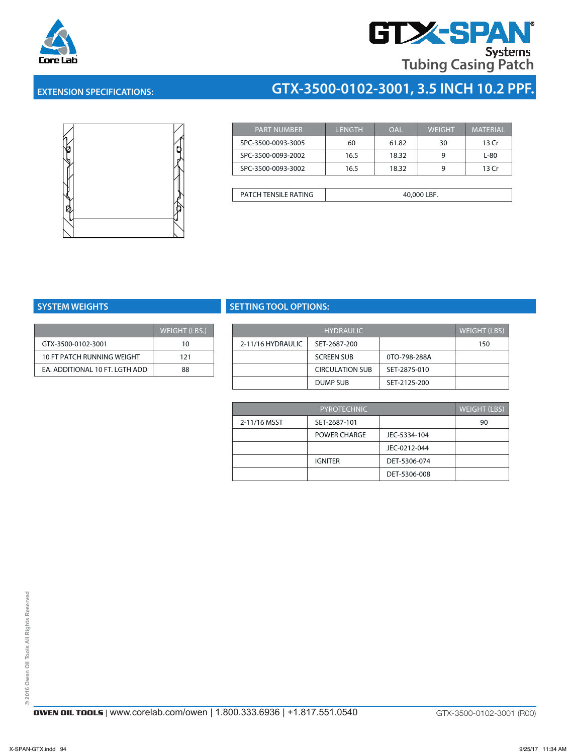# GTX-SPAN Systems Tubing Casing Patch

## EXTENSION SPECIFICATIONS: GTX-3500-0102-3001, 3.5 INCH 10.2 PPF.

| PART NUMBER | LENGTH | OAL | WEIGHT | MATERIAL |
|---|---|---|---|---|
| SPC-3500-0093-3005 | 60 | 61.82 | 30 | 13 Cr |
| SPC-3500-0093-2002 | 16.5 | 18.32 | 9 | L-80 |
| SPC-3500-0093-3002 | 16.5 | 18.32 | 9 | 13 Cr |

| | |
|---|---|
| PATCH TENSILE RATING | 40,000 LBF. |

## SYSTEM WEIGHTS

| | WEIGHT (LBS.) |
|---|---|
| GTX-3500-0102-3001 | 10 |
| 10 FT PATCH RUNNING WEIGHT | 121 |
| EA. ADDITIONAL 10 FT. LGTH ADD | 88 |

## SETTING TOOL OPTIONS:

| HYDRAULIC | | | WEIGHT (LBS) |
|---|---|---|---|
| 2-11/16 HYDRAULIC | SET-2687-200 | | 150 |
| | SCREEN SUB | 0TO-798-288A | |
| | CIRCULATION SUB | SET-2875-010 | |
| | DUMP SUB | SET-2125-200 | |

| PYROTECHNIC | | | WEIGHT (LBS) |
|---|---|---|---|
| 2-11/16 MSST | SET-2687-101 | | 90 |
| | POWER CHARGE | JEC-5334-104 | |
| | | JEC-0212-044 | |
| | IGNITER | DET-5306-074 | |
| | | DET-5306-008 | |

© 2016 Owen Oil Tools All Rights Reserved

OWEN OIL TOOLS | www.corelab.com/owen | 1.800.333.6936 | +1.817.551.0540

GTX-3500-0102-3001 (R00)